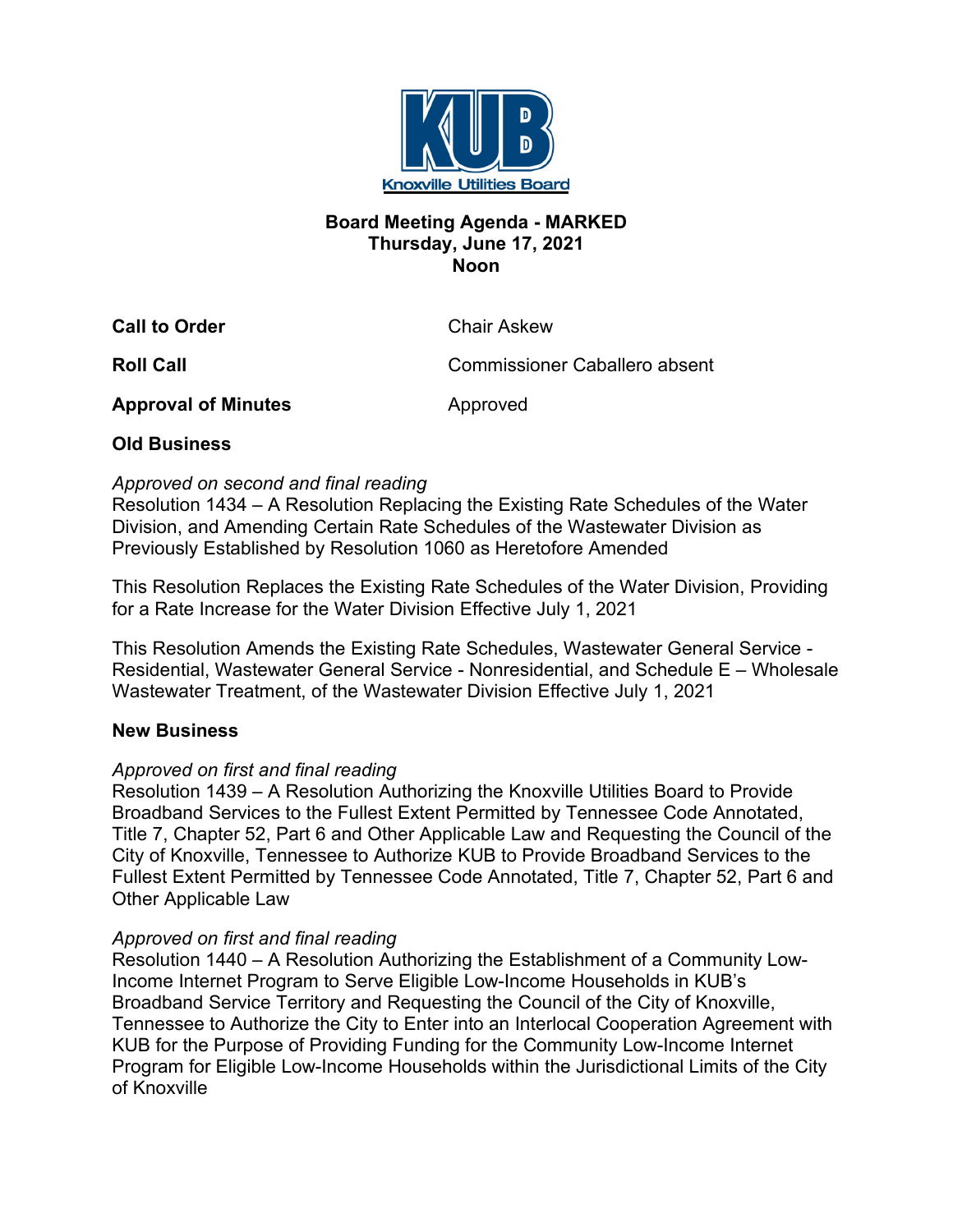Knoxville Utilities Board

**Board Meeting Agenda - MARKED**
**Thursday, June 17, 2021**
**Noon**

| | |
|---|---|
| **Call to Order** | Chair Askew |
| **Roll Call** | Commissioner Caballero absent |
| **Approval of Minutes** | Approved |

**Old Business**

*Approved on second and final reading*
Resolution 1434 – A Resolution Replacing the Existing Rate Schedules of the Water Division, and Amending Certain Rate Schedules of the Wastewater Division as Previously Established by Resolution 1060 as Heretofore Amended

This Resolution Replaces the Existing Rate Schedules of the Water Division, Providing for a Rate Increase for the Water Division Effective July 1, 2021

This Resolution Amends the Existing Rate Schedules, Wastewater General Service - Residential, Wastewater General Service - Nonresidential, and Schedule E – Wholesale Wastewater Treatment, of the Wastewater Division Effective July 1, 2021

**New Business**

*Approved on first and final reading*
Resolution 1439 – A Resolution Authorizing the Knoxville Utilities Board to Provide Broadband Services to the Fullest Extent Permitted by Tennessee Code Annotated, Title 7, Chapter 52, Part 6 and Other Applicable Law and Requesting the Council of the City of Knoxville, Tennessee to Authorize KUB to Provide Broadband Services to the Fullest Extent Permitted by Tennessee Code Annotated, Title 7, Chapter 52, Part 6 and Other Applicable Law

*Approved on first and final reading*
Resolution 1440 – A Resolution Authorizing the Establishment of a Community Low-Income Internet Program to Serve Eligible Low-Income Households in KUB's Broadband Service Territory and Requesting the Council of the City of Knoxville, Tennessee to Authorize the City to Enter into an Interlocal Cooperation Agreement with KUB for the Purpose of Providing Funding for the Community Low-Income Internet Program for Eligible Low-Income Households within the Jurisdictional Limits of the City of Knoxville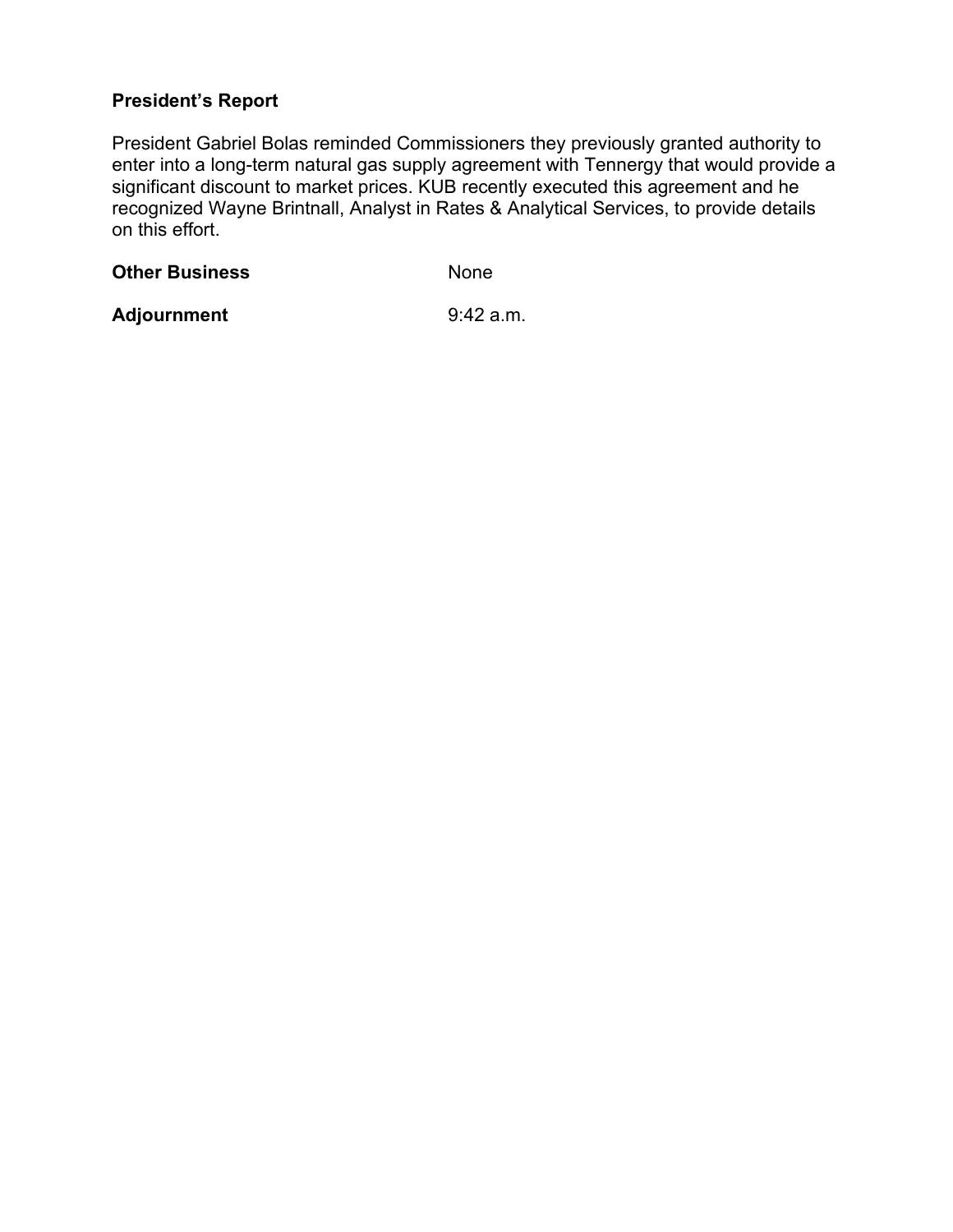**President's Report**

President Gabriel Bolas reminded Commissioners they previously granted authority to enter into a long-term natural gas supply agreement with Tennergy that would provide a significant discount to market prices. KUB recently executed this agreement and he recognized Wayne Brintnall, Analyst in Rates & Analytical Services, to provide details on this effort.

**Other Business** None

**Adjournment** 9:42 a.m.